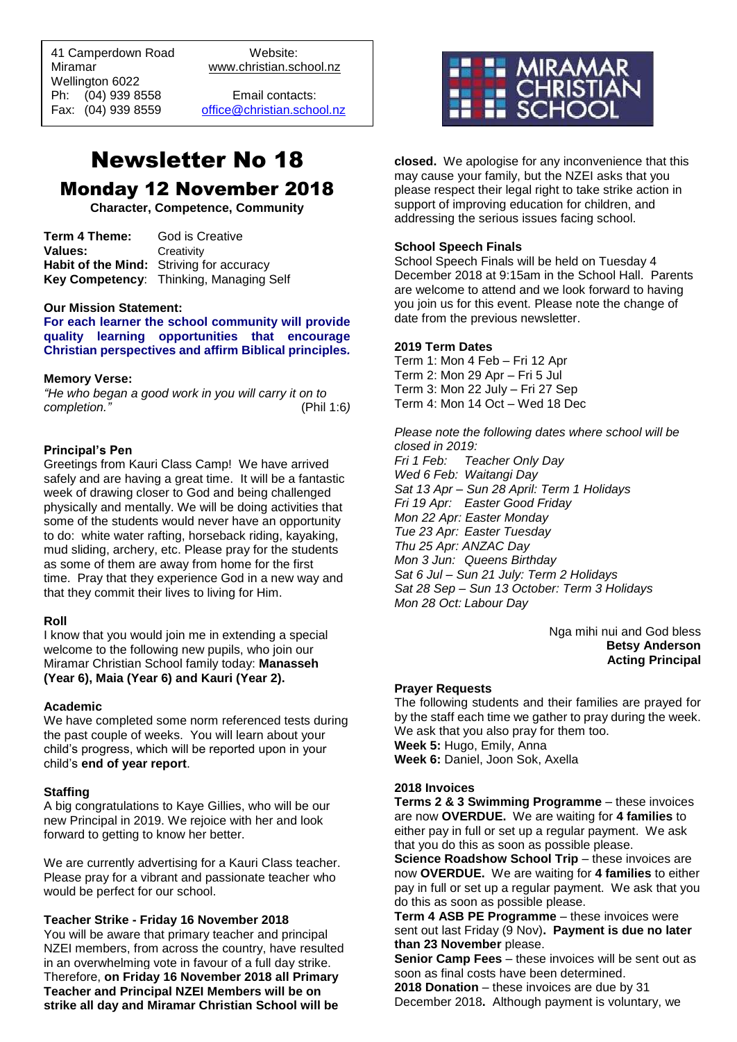41 Camperdown Road
Miramar
Wellington 6022
Ph: (04) 939 8558
Fax: (04) 939 8559

Website:
www.christian.school.nz

Email contacts:
office@christian.school.nz

MIRAMAR CHRISTIAN SCHOOL

# Newsletter No 18

## Monday 12 November 2018

**Character, Competence, Community**

**Term 4 Theme:** God is Creative
**Values:** Creativity
**Habit of the Mind:** Striving for accuracy
**Key Competency**: Thinking, Managing Self

**Our Mission Statement:**
**For each learner the school community will provide quality learning opportunities that encourage Christian perspectives and affirm Biblical principles.**

**Memory Verse:**
*"He who began a good work in you will carry it on to completion."* (Phil 1:6)

### Principal's Pen

Greetings from Kauri Class Camp! We have arrived safely and are having a great time. It will be a fantastic week of drawing closer to God and being challenged physically and mentally. We will be doing activities that some of the students would never have an opportunity to do: white water rafting, horseback riding, kayaking, mud sliding, archery, etc. Please pray for the students as some of them are away from home for the first time. Pray that they experience God in a new way and that they commit their lives to living for Him.

### Roll

I know that you would join me in extending a special welcome to the following new pupils, who join our Miramar Christian School family today: **Manasseh (Year 6), Maia (Year 6) and Kauri (Year 2).**

### Academic

We have completed some norm referenced tests during the past couple of weeks. You will learn about your child's progress, which will be reported upon in your child's **end of year report**.

### Staffing

A big congratulations to Kaye Gillies, who will be our new Principal in 2019. We rejoice with her and look forward to getting to know her better.

We are currently advertising for a Kauri Class teacher. Please pray for a vibrant and passionate teacher who would be perfect for our school.

### Teacher Strike - Friday 16 November 2018

You will be aware that primary teacher and principal NZEI members, from across the country, have resulted in an overwhelming vote in favour of a full day strike. Therefore, **on Friday 16 November 2018 all Primary Teacher and Principal NZEI Members will be on strike all day and Miramar Christian School will be closed.** We apologise for any inconvenience that this may cause your family, but the NZEI asks that you please respect their legal right to take strike action in support of improving education for children, and addressing the serious issues facing school.

### School Speech Finals

School Speech Finals will be held on Tuesday 4 December 2018 at 9:15am in the School Hall. Parents are welcome to attend and we look forward to having you join us for this event. Please note the change of date from the previous newsletter.

### 2019 Term Dates

Term 1: Mon 4 Feb – Fri 12 Apr
Term 2: Mon 29 Apr – Fri 5 Jul
Term 3: Mon 22 July – Fri 27 Sep
Term 4: Mon 14 Oct – Wed 18 Dec

*Please note the following dates where school will be closed in 2019:*
*Fri 1 Feb: Teacher Only Day*
*Wed 6 Feb: Waitangi Day*
*Sat 13 Apr – Sun 28 April: Term 1 Holidays*
*Fri 19 Apr: Easter Good Friday*
*Mon 22 Apr: Easter Monday*
*Tue 23 Apr: Easter Tuesday*
*Thu 25 Apr: ANZAC Day*
*Mon 3 Jun: Queens Birthday*
*Sat 6 Jul – Sun 21 July: Term 2 Holidays*
*Sat 28 Sep – Sun 13 October: Term 3 Holidays*
*Mon 28 Oct: Labour Day*

Nga mihi nui and God bless
**Betsy Anderson**
**Acting Principal**

### Prayer Requests

The following students and their families are prayed for by the staff each time we gather to pray during the week. We ask that you also pray for them too.
**Week 5:** Hugo, Emily, Anna
**Week 6:** Daniel, Joon Sok, Axella

### 2018 Invoices

**Terms 2 & 3 Swimming Programme** – these invoices are now **OVERDUE.** We are waiting for **4 families** to either pay in full or set up a regular payment. We ask that you do this as soon as possible please.
**Science Roadshow School Trip** – these invoices are now **OVERDUE.** We are waiting for **4 families** to either pay in full or set up a regular payment. We ask that you do this as soon as possible please.
**Term 4 ASB PE Programme** – these invoices were sent out last Friday (9 Nov)**. Payment is due no later than 23 November** please.
**Senior Camp Fees** – these invoices will be sent out as soon as final costs have been determined.
**2018 Donation** – these invoices are due by 31 December 2018**.** Although payment is voluntary, we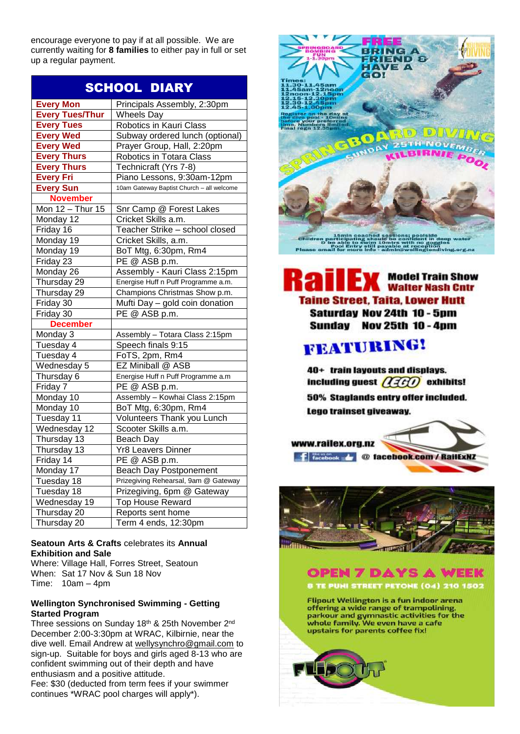encourage everyone to pay if at all possible. We are currently waiting for **8 families** to either pay in full or set up a regular payment.

| SCHOOL DIARY | |
|---|---|
| **Every Mon** | Principals Assembly, 2:30pm |
| **Every Tues/Thur** | Wheels Day |
| **Every Tues** | Robotics in Kauri Class |
| **Every Wed** | Subway ordered lunch (optional) |
| **Every Wed** | Prayer Group, Hall, 2:20pm |
| **Every Thurs** | Robotics in Totara Class |
| **Every Thurs** | Technicraft (Yrs 7-8) |
| **Every Fri** | Piano Lessons, 9:30am-12pm |
| **Every Sun** | 10am Gateway Baptist Church – all welcome |
| **November** | |
| Mon 12 – Thur 15 | Snr Camp @ Forest Lakes |
| Monday 12 | Cricket Skills a.m. |
| Friday 16 | Teacher Strike – school closed |
| Monday 19 | Cricket Skills, a.m. |
| Monday 19 | BoT Mtg, 6:30pm, Rm4 |
| Friday 23 | PE @ ASB p.m. |
| Monday 26 | Assembly - Kauri Class 2:15pm |
| Thursday 29 | Energise Huff n Puff Programme a.m. |
| Thursday 29 | Champions Christmas Show p.m. |
| Friday 30 | Mufti Day – gold coin donation |
| Friday 30 | PE @ ASB p.m. |
| **December** | |
| Monday 3 | Assembly – Totara Class 2:15pm |
| Tuesday 4 | Speech finals 9:15 |
| Tuesday 4 | FoTS, 2pm, Rm4 |
| Wednesday 5 | EZ Miniball @ ASB |
| Thursday 6 | Energise Huff n Puff Programme a.m |
| Friday 7 | PE @ ASB p.m. |
| Monday 10 | Assembly – Kowhai Class 2:15pm |
| Monday 10 | BoT Mtg, 6:30pm, Rm4 |
| Tuesday 11 | Volunteers Thank you Lunch |
| Wednesday 12 | Scooter Skills a.m. |
| Thursday 13 | Beach Day |
| Thursday 13 | Yr8 Leavers Dinner |
| Friday 14 | PE @ ASB p.m. |
| Monday 17 | Beach Day Postponement |
| Tuesday 18 | Prizegiving Rehearsal, 9am @ Gateway |
| Tuesday 18 | Prizegiving, 6pm @ Gateway |
| Wednesday 19 | Top House Reward |
| Thursday 20 | Reports sent home |
| Thursday 20 | Term 4 ends, 12:30pm |

**Seatoun Arts & Crafts** celebrates its **Annual Exhibition and Sale**
Where: Village Hall, Forres Street, Seatoun
When: Sat 17 Nov & Sun 18 Nov
Time: 10am – 4pm

**Wellington Synchronised Swimming - Getting Started Program**
Three sessions on Sunday 18th & 25th November 2nd December 2:00-3:30pm at WRAC, Kilbirnie, near the dive well. Email Andrew at wellysynchro@gmail.com to sign-up. Suitable for boys and girls aged 8-13 who are confident swimming out of their depth and have enthusiasm and a positive attitude.
Fee: $30 (deducted from term fees if your swimmer continues *WRAC pool charges will apply*).

**FREE**
**BRING A FRIEND & HAVE A GO!**

SPRINGBOARD BOMBING FUN 1-1.30pm

Times:
11.30-11.45am
11.45am-12noon
12noon-12.15pm
12.15-12.30pm
12.30-12.45pm
12.45-1.00pm

Register on the day at the dive pool - 10mins before your preferred time. Numbers limited. Final regn 12.35pm.

**SPRINGBOARD DIVING**
**SUNDAY 25TH NOVEMBER**
**KILBIRNIE POOL**

15min coached sessions; poolside
Children participating should be confident in deep water
& be able to swim 10mtrs with no goggles
Pool Entry still payable at reception
Please email for more info - admin@wellingtondiving.org.nz

**RailEx** **Model Train Show**
**Walter Nash Cntr**
**Taine Street, Taita, Lower Hutt**
**Saturday Nov 24th 10 - 5pm**
**Sunday Nov 25th 10 - 4pm**

**FEATURING!**

**40+ train layouts and displays.**
**including guest LEGO exhibits!**
**50% Staglands entry offer included.**
**Lego trainset giveaway.**

**www.railex.org.nz**
@ facebook.com / RailExNZ

**OPEN 7 DAYS A WEEK**
**8 TE PUNI STREET PETONE (04) 210 1502**

Flipout Wellington is a fun indoor arena offering a wide range of trampolining, parkour and gymnastic activities for the whole family. We even have a cafe upstairs for parents coffee fix!

FLIPOUT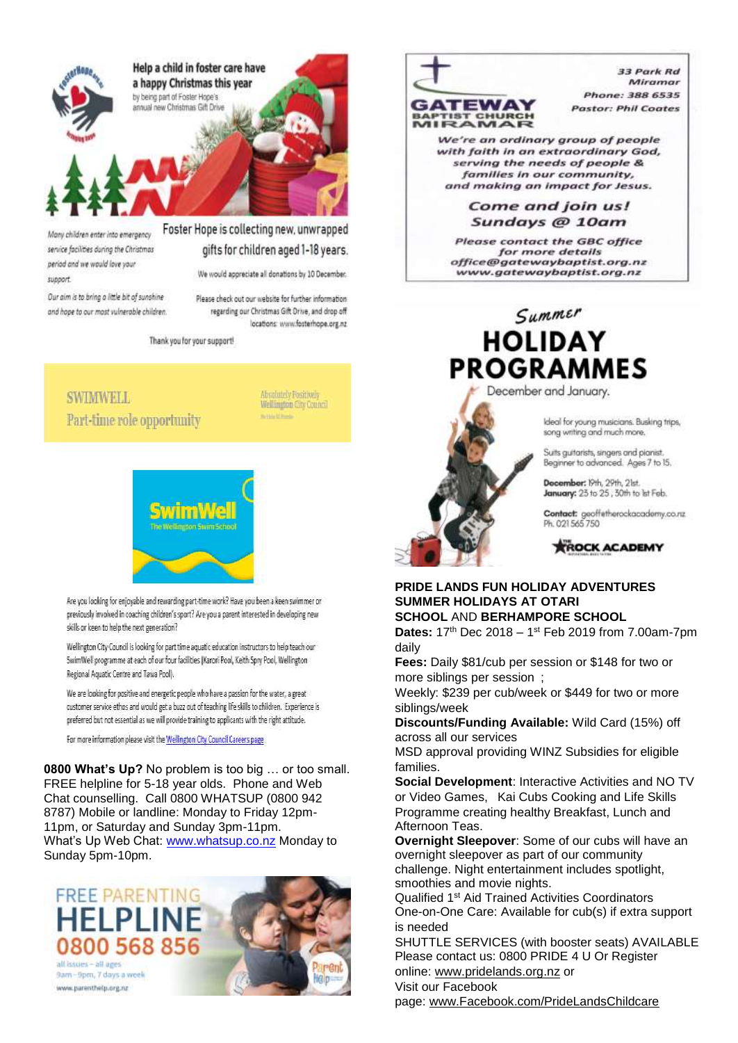## Help a child in foster care have a happy Christmas this year

by being part of Foster Hope's annual new Christmas Gift Drive

Many children enter into emergency service facilities during the Christmas period and we would love your support.

Our aim is to bring a little bit of sunshine and hope to our most vulnerable children.

Foster Hope is collecting new, unwrapped gifts for children aged 1-18 years.

We would appreciate all donations by 10 December.

Please check out our website for further information regarding our Christmas Gift Drive, and drop off locations: www.fosterhope.org.nz

Thank you for your support!

## SWIMWELL

### Part-time role opportunity

Absolutely Positively Wellington City Council

SwimWell – The Wellington Swim School

Are you looking for enjoyable and rewarding part-time work? Have you been a keen swimmer or previously involved in coaching children's sport? Are you a parent interested in developing new skills or keen to help the next generation?

Wellington City Council is looking for part time aquatic education instructors to help teach our SwimWell programme at each of our four facilities (Karori Pool, Keith Spry Pool, Wellington Regional Aquatic Centre and Tawa Pool).

We are looking for positive and energetic people who have a passion for the water, a great customer service ethos and would get a buzz out of teaching life skills to children. Experience is preferred but not essential as we will provide training to applicants with the right attitude.

For more information please visit the Wellington City Council Careers page

**0800 What's Up?** No problem is too big … or too small. FREE helpline for 5-18 year olds. Phone and Web Chat counselling. Call 0800 WHATSUP (0800 942 8787) Mobile or landline: Monday to Friday 12pm-11pm, or Saturday and Sunday 3pm-11pm.
What's Up Web Chat: www.whatsup.co.nz Monday to Sunday 5pm-10pm.

## FREE PARENTING HELPLINE 0800 568 856

all issues – all ages
9am - 9pm, 7 days a week
www.parenthelp.org.nz

Parent Help

## GATEWAY BAPTIST CHURCH MIRAMAR

33 Park Rd
Miramar
Phone: 388 6535
Pastor: Phil Coates

*We're an ordinary group of people with faith in an extraordinary God, serving the needs of people & families in our community, and making an impact for Jesus.*

**Come and join us!**
**Sundays @ 10am**

*Please contact the GBC office for more details*
*office@gatewaybaptist.org.nz*
*www.gatewaybaptist.org.nz*

## Summer HOLIDAY PROGRAMMES

December and January.

Ideal for young musicians. Busking trips, song writing and much more.

Suits guitarists, singers and pianist. Beginner to advanced. Ages 7 to 15.

**December:** 19th, 20th, 21st.
**January:** 23 to 25 , 30th to 1st Feb.

**Contact:** geoff@therockacademy.co.nz
Ph. 021 565 750

THE ROCK ACADEMY

**PRIDE LANDS FUN HOLIDAY ADVENTURES**
**SUMMER HOLIDAYS AT OTARI SCHOOL** AND **BERHAMPORE SCHOOL**

**Dates:** 17th Dec 2018 – 1st Feb 2019 from 7.00am-7pm daily

**Fees:** Daily $81/cub per session or $148 for two or more siblings per session ;
Weekly: $239 per cub/week or $449 for two or more siblings/week

**Discounts/Funding Available:** Wild Card (15%) off across all our services
MSD approval providing WINZ Subsidies for eligible families.

**Social Development**: Interactive Activities and NO TV or Video Games, Kai Cubs Cooking and Life Skills Programme creating healthy Breakfast, Lunch and Afternoon Teas.

**Overnight Sleepover**: Some of our cubs will have an overnight sleepover as part of our community challenge. Night entertainment includes spotlight, smoothies and movie nights.

Qualified 1st Aid Trained Activities Coordinators
One-on-One Care: Available for cub(s) if extra support is needed
SHUTTLE SERVICES (with booster seats) AVAILABLE
Please contact us: 0800 PRIDE 4 U Or Register online: www.pridelands.org.nz or
Visit our Facebook page: www.Facebook.com/PrideLandsChildcare